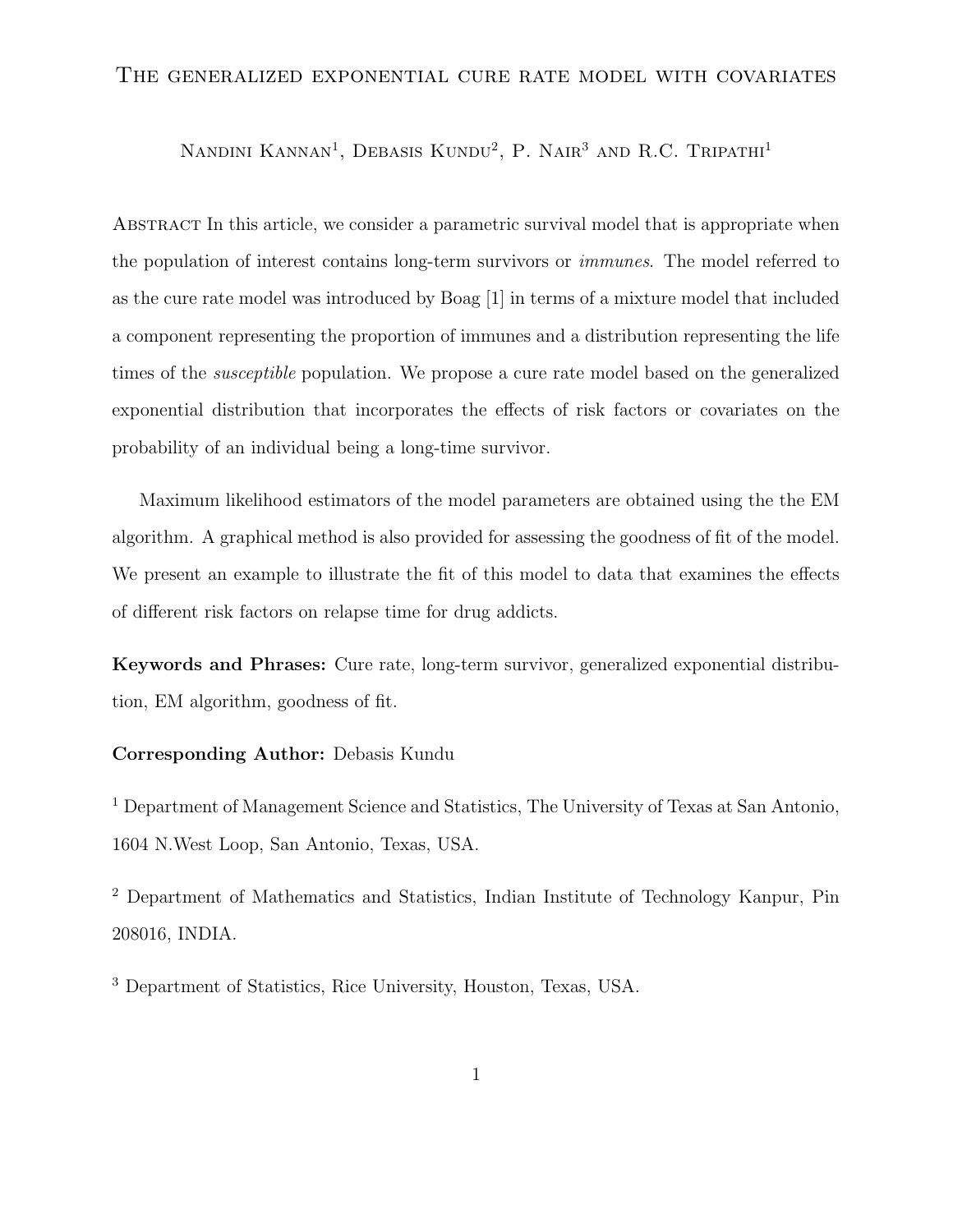# The generalized exponential cure rate model with covariates

Nandini Kannan[1], Debasis Kundu[2], P. Nair[3] and R.C. Tripathi[1]

Abstract In this article, we consider a parametric survival model that is appropriate when the population of interest contains long-term survivors or *immunes*. The model referred to as the cure rate model was introduced by Boag [1] in terms of a mixture model that included a component representing the proportion of immunes and a distribution representing the life times of the *susceptible* population. We propose a cure rate model based on the generalized exponential distribution that incorporates the effects of risk factors or covariates on the probability of an individual being a long-time survivor.

Maximum likelihood estimators of the model parameters are obtained using the the EM algorithm. A graphical method is also provided for assessing the goodness of fit of the model. We present an example to illustrate the fit of this model to data that examines the effects of different risk factors on relapse time for drug addicts.

**Keywords and Phrases:** Cure rate, long-term survivor, generalized exponential distribution, EM algorithm, goodness of fit.

**Corresponding Author:** Debasis Kundu

[1] Department of Management Science and Statistics, The University of Texas at San Antonio, 1604 N.West Loop, San Antonio, Texas, USA.

[2] Department of Mathematics and Statistics, Indian Institute of Technology Kanpur, Pin 208016, INDIA.

[3] Department of Statistics, Rice University, Houston, Texas, USA.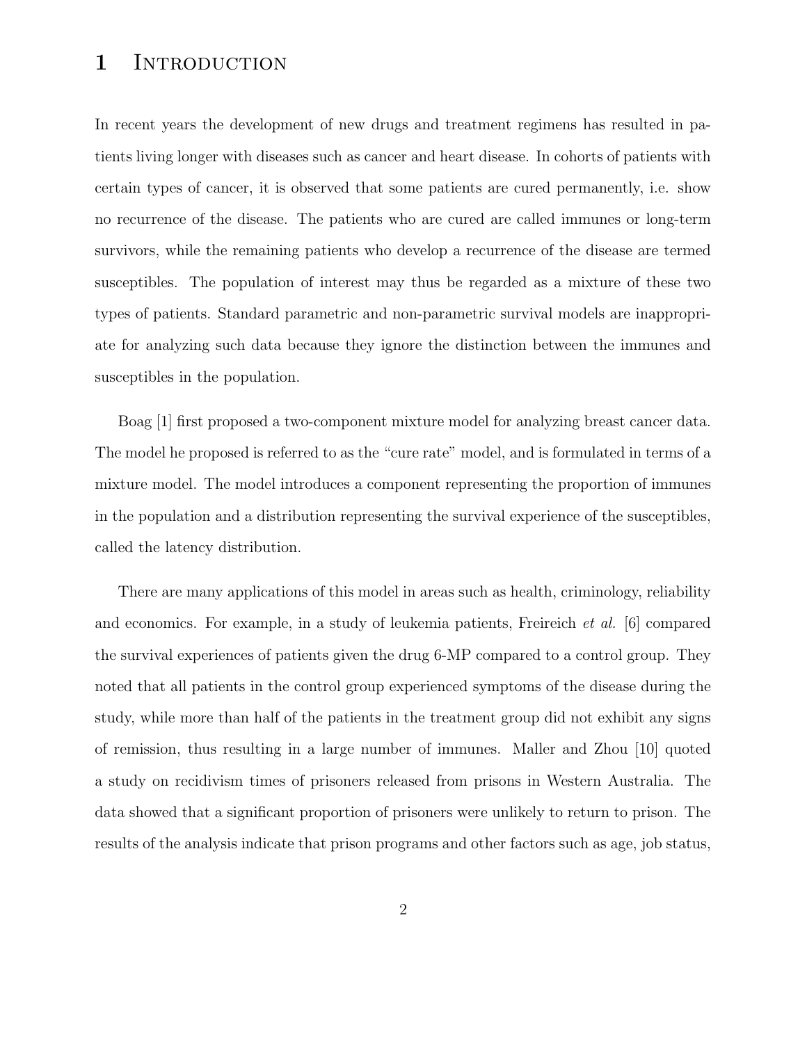# 1 Introduction

In recent years the development of new drugs and treatment regimens has resulted in patients living longer with diseases such as cancer and heart disease. In cohorts of patients with certain types of cancer, it is observed that some patients are cured permanently, i.e. show no recurrence of the disease. The patients who are cured are called immunes or long-term survivors, while the remaining patients who develop a recurrence of the disease are termed susceptibles. The population of interest may thus be regarded as a mixture of these two types of patients. Standard parametric and non-parametric survival models are inappropriate for analyzing such data because they ignore the distinction between the immunes and susceptibles in the population.

Boag [1] first proposed a two-component mixture model for analyzing breast cancer data. The model he proposed is referred to as the "cure rate" model, and is formulated in terms of a mixture model. The model introduces a component representing the proportion of immunes in the population and a distribution representing the survival experience of the susceptibles, called the latency distribution.

There are many applications of this model in areas such as health, criminology, reliability and economics. For example, in a study of leukemia patients, Freireich *et al.* [6] compared the survival experiences of patients given the drug 6-MP compared to a control group. They noted that all patients in the control group experienced symptoms of the disease during the study, while more than half of the patients in the treatment group did not exhibit any signs of remission, thus resulting in a large number of immunes. Maller and Zhou [10] quoted a study on recidivism times of prisoners released from prisons in Western Australia. The data showed that a significant proportion of prisoners were unlikely to return to prison. The results of the analysis indicate that prison programs and other factors such as age, job status,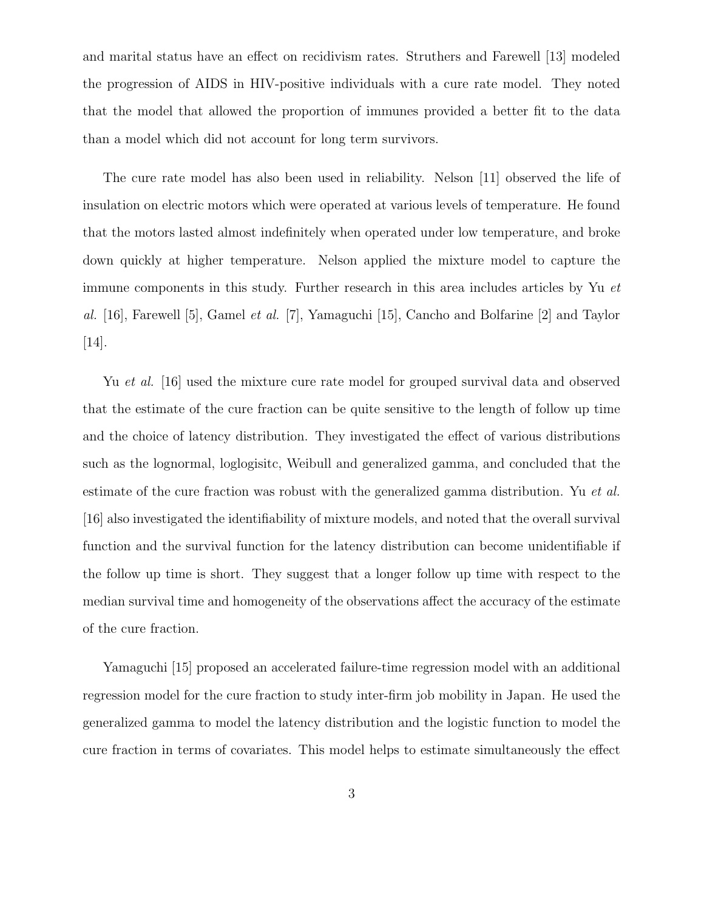and marital status have an effect on recidivism rates. Struthers and Farewell [13] modeled the progression of AIDS in HIV-positive individuals with a cure rate model. They noted that the model that allowed the proportion of immunes provided a better fit to the data than a model which did not account for long term survivors.

The cure rate model has also been used in reliability. Nelson [11] observed the life of insulation on electric motors which were operated at various levels of temperature. He found that the motors lasted almost indefinitely when operated under low temperature, and broke down quickly at higher temperature. Nelson applied the mixture model to capture the immune components in this study. Further research in this area includes articles by Yu *et al.* [16], Farewell [5], Gamel *et al.* [7], Yamaguchi [15], Cancho and Bolfarine [2] and Taylor [14].

Yu *et al.* [16] used the mixture cure rate model for grouped survival data and observed that the estimate of the cure fraction can be quite sensitive to the length of follow up time and the choice of latency distribution. They investigated the effect of various distributions such as the lognormal, loglogisitc, Weibull and generalized gamma, and concluded that the estimate of the cure fraction was robust with the generalized gamma distribution. Yu *et al.* [16] also investigated the identifiability of mixture models, and noted that the overall survival function and the survival function for the latency distribution can become unidentifiable if the follow up time is short. They suggest that a longer follow up time with respect to the median survival time and homogeneity of the observations affect the accuracy of the estimate of the cure fraction.

Yamaguchi [15] proposed an accelerated failure-time regression model with an additional regression model for the cure fraction to study inter-firm job mobility in Japan. He used the generalized gamma to model the latency distribution and the logistic function to model the cure fraction in terms of covariates. This model helps to estimate simultaneously the effect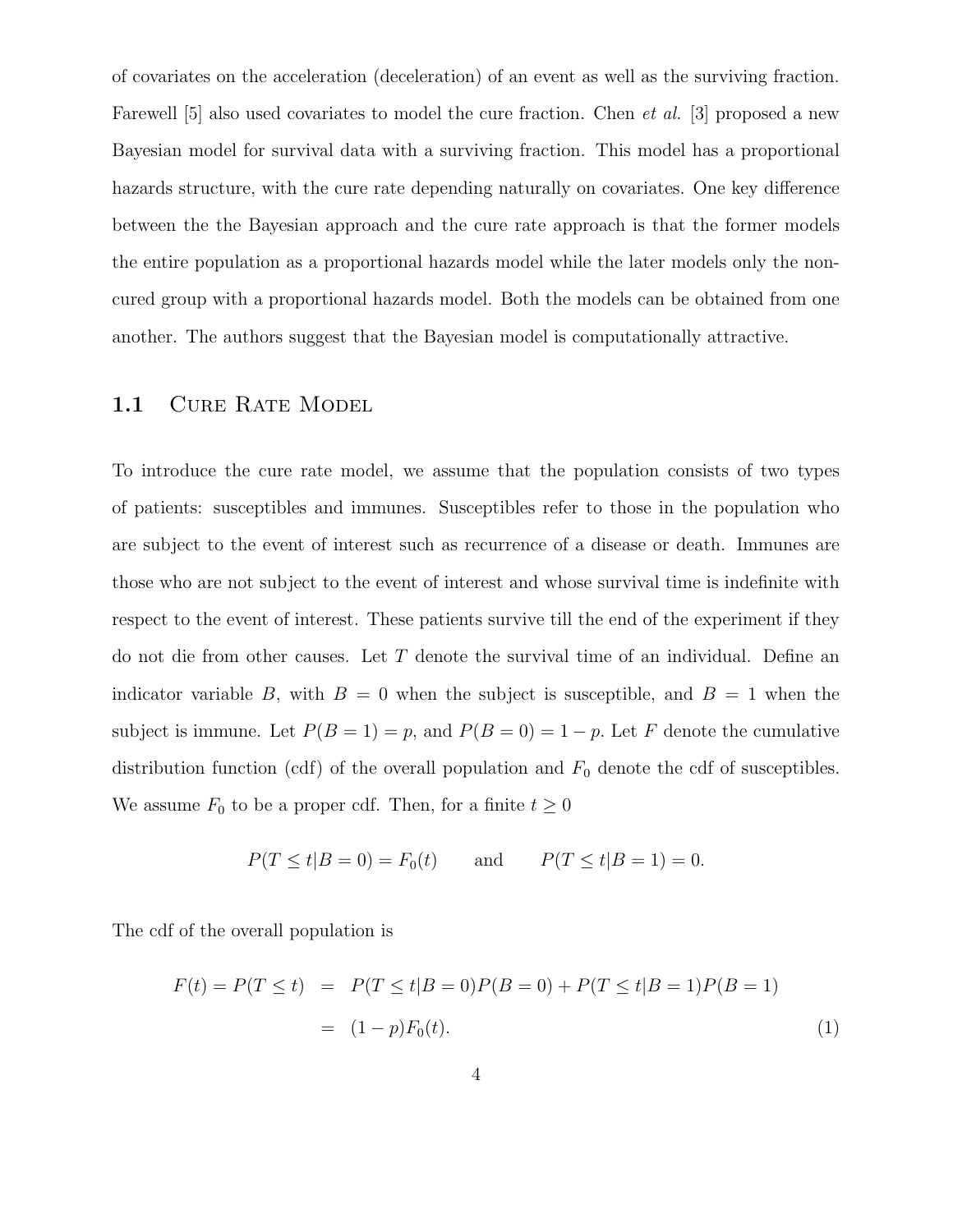of covariates on the acceleration (deceleration) of an event as well as the surviving fraction. Farewell [5] also used covariates to model the cure fraction. Chen *et al.* [3] proposed a new Bayesian model for survival data with a surviving fraction. This model has a proportional hazards structure, with the cure rate depending naturally on covariates. One key difference between the the Bayesian approach and the cure rate approach is that the former models the entire population as a proportional hazards model while the later models only the non-cured group with a proportional hazards model. Both the models can be obtained from one another. The authors suggest that the Bayesian model is computationally attractive.

## 1.1 Cure Rate Model

To introduce the cure rate model, we assume that the population consists of two types of patients: susceptibles and immunes. Susceptibles refer to those in the population who are subject to the event of interest such as recurrence of a disease or death. Immunes are those who are not subject to the event of interest and whose survival time is indefinite with respect to the event of interest. These patients survive till the end of the experiment if they do not die from other causes. Let $T$ denote the survival time of an individual. Define an indicator variable $B$, with $B = 0$ when the subject is susceptible, and $B = 1$ when the subject is immune. Let $P(B = 1) = p$, and $P(B = 0) = 1 - p$. Let $F$ denote the cumulative distribution function (cdf) of the overall population and $F_0$ denote the cdf of susceptibles. We assume $F_0$ to be a proper cdf. Then, for a finite $t \geq 0$

$$P(T \leq t | B = 0) = F_0(t) \qquad \text{and} \qquad P(T \leq t | B = 1) = 0.$$

The cdf of the overall population is

$$\begin{aligned} F(t) = P(T \leq t) &= P(T \leq t | B = 0) P(B = 0) + P(T \leq t | B = 1) P(B = 1) \\ &= (1 - p) F_0(t). \end{aligned} \tag{1}$$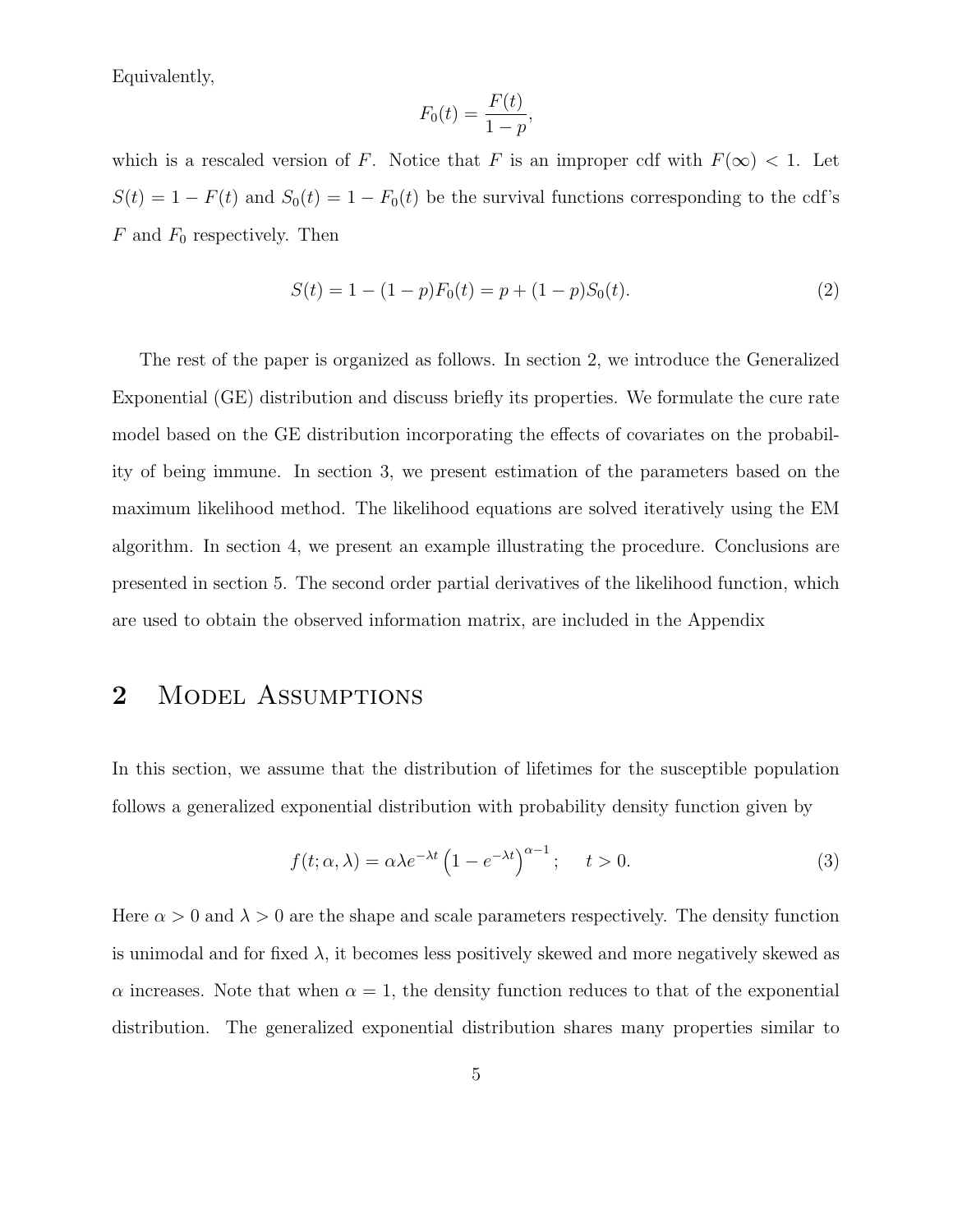Equivalently,

$$F_0(t) = \frac{F(t)}{1-p},$$

which is a rescaled version of $F$. Notice that $F$ is an improper cdf with $F(\infty) < 1$. Let $S(t) = 1 - F(t)$ and $S_0(t) = 1 - F_0(t)$ be the survival functions corresponding to the cdf's $F$ and $F_0$ respectively. Then

$$S(t) = 1 - (1-p)F_0(t) = p + (1-p)S_0(t). \tag{2}$$

The rest of the paper is organized as follows. In section 2, we introduce the Generalized Exponential (GE) distribution and discuss briefly its properties. We formulate the cure rate model based on the GE distribution incorporating the effects of covariates on the probability of being immune. In section 3, we present estimation of the parameters based on the maximum likelihood method. The likelihood equations are solved iteratively using the EM algorithm. In section 4, we present an example illustrating the procedure. Conclusions are presented in section 5. The second order partial derivatives of the likelihood function, which are used to obtain the observed information matrix, are included in the Appendix

## 2 Model Assumptions

In this section, we assume that the distribution of lifetimes for the susceptible population follows a generalized exponential distribution with probability density function given by

$$f(t;\alpha,\lambda) = \alpha\lambda e^{-\lambda t}\left(1 - e^{-\lambda t}\right)^{\alpha-1}; \quad t > 0. \tag{3}$$

Here $\alpha > 0$ and $\lambda > 0$ are the shape and scale parameters respectively. The density function is unimodal and for fixed $\lambda$, it becomes less positively skewed and more negatively skewed as $\alpha$ increases. Note that when $\alpha = 1$, the density function reduces to that of the exponential distribution. The generalized exponential distribution shares many properties similar to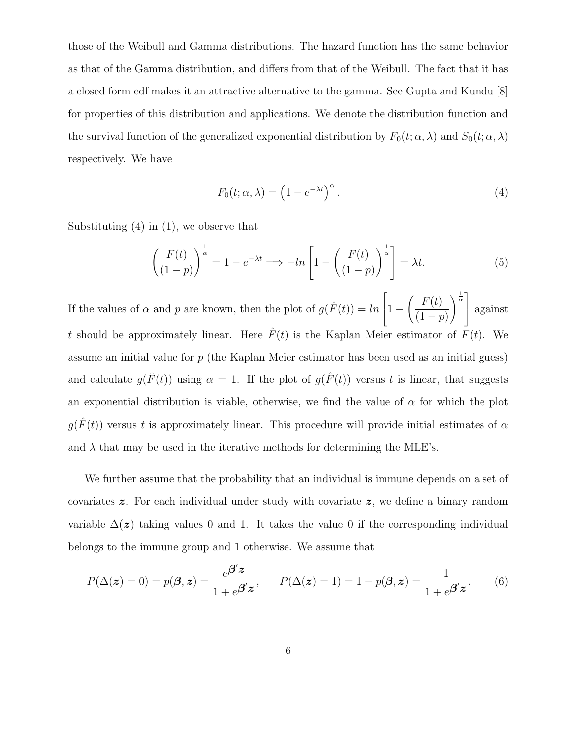those of the Weibull and Gamma distributions. The hazard function has the same behavior as that of the Gamma distribution, and differs from that of the Weibull. The fact that it has a closed form cdf makes it an attractive alternative to the gamma. See Gupta and Kundu [8] for properties of this distribution and applications. We denote the distribution function and the survival function of the generalized exponential distribution by $F_0(t;\alpha,\lambda)$ and $S_0(t;\alpha,\lambda)$ respectively. We have

$$F_0(t;\alpha,\lambda) = \left(1 - e^{-\lambda t}\right)^{\alpha}. \tag{4}$$

Substituting (4) in (1), we observe that

$$\left(\frac{F(t)}{(1-p)}\right)^{\frac{1}{\alpha}} = 1 - e^{-\lambda t} \Longrightarrow -ln\left[1 - \left(\frac{F(t)}{(1-p)}\right)^{\frac{1}{\alpha}}\right] = \lambda t. \tag{5}$$

If the values of $\alpha$ and $p$ are known, then the plot of $g(\hat{F}(t)) = ln\left[1 - \left(\frac{F(t)}{(1-p)}\right)^{\frac{1}{\alpha}}\right]$ against $t$ should be approximately linear. Here $\hat{F}(t)$ is the Kaplan Meier estimator of $F(t)$. We assume an initial value for $p$ (the Kaplan Meier estimator has been used as an initial guess) and calculate $g(\hat{F}(t))$ using $\alpha = 1$. If the plot of $g(\hat{F}(t))$ versus $t$ is linear, that suggests an exponential distribution is viable, otherwise, we find the value of $\alpha$ for which the plot $g(\hat{F}(t))$ versus $t$ is approximately linear. This procedure will provide initial estimates of $\alpha$ and $\lambda$ that may be used in the iterative methods for determining the MLE's.

We further assume that the probability that an individual is immune depends on a set of covariates $\boldsymbol{z}$. For each individual under study with covariate $\boldsymbol{z}$, we define a binary random variable $\Delta(\boldsymbol{z})$ taking values 0 and 1. It takes the value 0 if the corresponding individual belongs to the immune group and 1 otherwise. We assume that

$$P(\Delta(\boldsymbol{z}) = 0) = p(\boldsymbol{\beta},\boldsymbol{z}) = \frac{e^{\boldsymbol{\beta}'\boldsymbol{z}}}{1 + e^{\boldsymbol{\beta}'\boldsymbol{z}}}, \qquad P(\Delta(\boldsymbol{z}) = 1) = 1 - p(\boldsymbol{\beta},\boldsymbol{z}) = \frac{1}{1 + e^{\boldsymbol{\beta}'\boldsymbol{z}}}. \tag{6}$$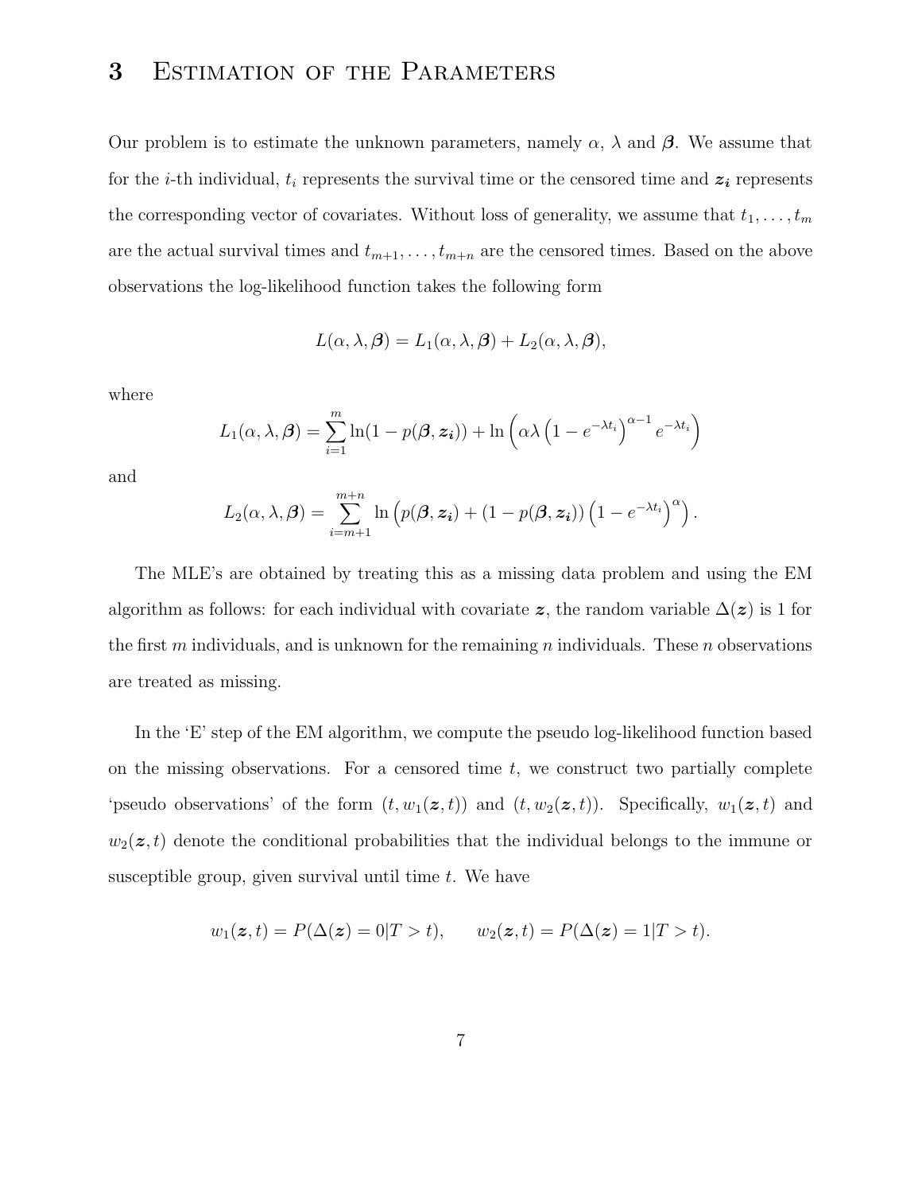# 3 Estimation of the Parameters

Our problem is to estimate the unknown parameters, namely $\alpha$, $\lambda$ and $\boldsymbol{\beta}$. We assume that for the $i$-th individual, $t_i$ represents the survival time or the censored time and $\boldsymbol{z_i}$ represents the corresponding vector of covariates. Without loss of generality, we assume that $t_1, \ldots, t_m$ are the actual survival times and $t_{m+1}, \ldots, t_{m+n}$ are the censored times. Based on the above observations the log-likelihood function takes the following form

$$L(\alpha, \lambda, \boldsymbol{\beta}) = L_1(\alpha, \lambda, \boldsymbol{\beta}) + L_2(\alpha, \lambda, \boldsymbol{\beta}),$$

where

$$L_1(\alpha, \lambda, \boldsymbol{\beta}) = \sum_{i=1}^{m} \ln(1 - p(\boldsymbol{\beta}, \boldsymbol{z_i})) + \ln\left(\alpha\lambda \left(1 - e^{-\lambda t_i}\right)^{\alpha - 1} e^{-\lambda t_i}\right)$$

and

$$L_2(\alpha, \lambda, \boldsymbol{\beta}) = \sum_{i=m+1}^{m+n} \ln\left(p(\boldsymbol{\beta}, \boldsymbol{z_i}) + (1 - p(\boldsymbol{\beta}, \boldsymbol{z_i}))\left(1 - e^{-\lambda t_i}\right)^{\alpha}\right).$$

The MLE's are obtained by treating this as a missing data problem and using the EM algorithm as follows: for each individual with covariate $\boldsymbol{z}$, the random variable $\Delta(\boldsymbol{z})$ is 1 for the first $m$ individuals, and is unknown for the remaining $n$ individuals. These $n$ observations are treated as missing.

In the 'E' step of the EM algorithm, we compute the pseudo log-likelihood function based on the missing observations. For a censored time $t$, we construct two partially complete 'pseudo observations' of the form $(t, w_1(\boldsymbol{z}, t))$ and $(t, w_2(\boldsymbol{z}, t))$. Specifically, $w_1(\boldsymbol{z}, t)$ and $w_2(\boldsymbol{z}, t)$ denote the conditional probabilities that the individual belongs to the immune or susceptible group, given survival until time $t$. We have

$$w_1(\boldsymbol{z}, t) = P(\Delta(\boldsymbol{z}) = 0 | T > t), \qquad w_2(\boldsymbol{z}, t) = P(\Delta(\boldsymbol{z}) = 1 | T > t).$$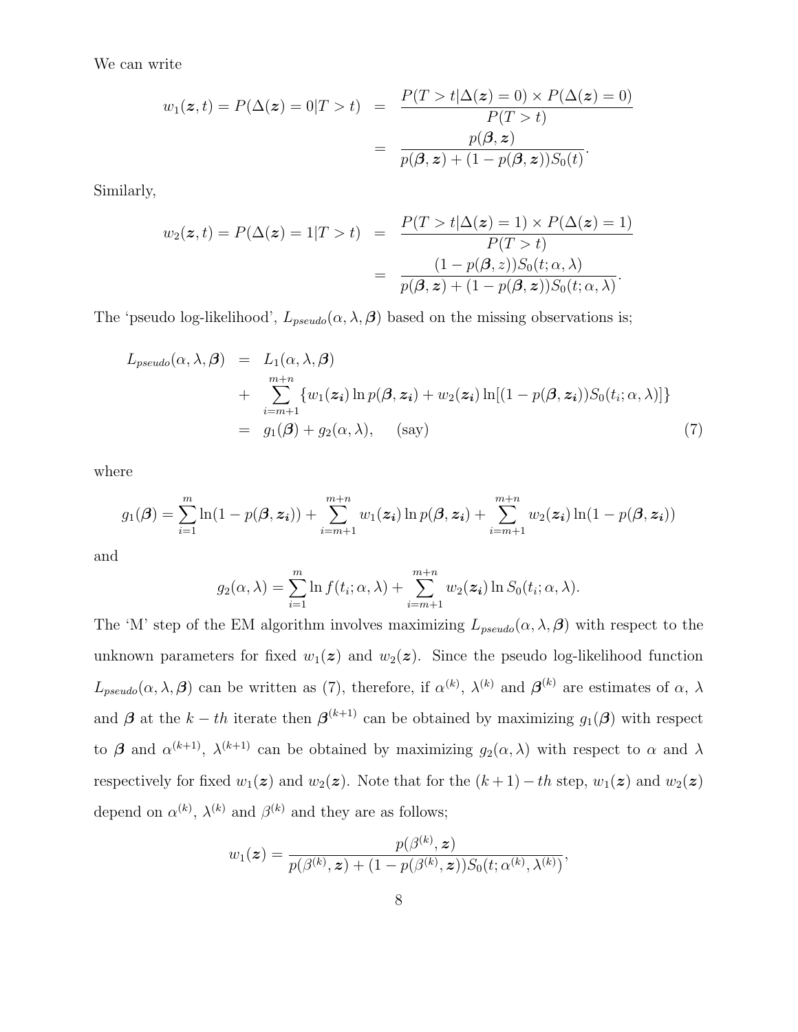We can write

$$
\begin{aligned}
w_1(\boldsymbol{z}, t) = P(\Delta(\boldsymbol{z}) = 0 | T > t) &= \frac{P(T > t | \Delta(\boldsymbol{z}) = 0) \times P(\Delta(\boldsymbol{z}) = 0)}{P(T > t)} \\
&= \frac{p(\boldsymbol{\beta}, \boldsymbol{z})}{p(\boldsymbol{\beta}, \boldsymbol{z}) + (1 - p(\boldsymbol{\beta}, \boldsymbol{z}))S_0(t)}.
\end{aligned}
$$

Similarly,

$$
\begin{aligned}
w_2(\boldsymbol{z}, t) = P(\Delta(\boldsymbol{z}) = 1 | T > t) &= \frac{P(T > t | \Delta(\boldsymbol{z}) = 1) \times P(\Delta(\boldsymbol{z}) = 1)}{P(T > t)} \\
&= \frac{(1 - p(\boldsymbol{\beta}, z))S_0(t; \alpha, \lambda)}{p(\boldsymbol{\beta}, \boldsymbol{z}) + (1 - p(\boldsymbol{\beta}, \boldsymbol{z}))S_0(t; \alpha, \lambda)}.
\end{aligned}
$$

The 'pseudo log-likelihood', $L_{pseudo}(\alpha, \lambda, \boldsymbol{\beta})$ based on the missing observations is;

$$
\begin{aligned}
L_{pseudo}(\alpha, \lambda, \boldsymbol{\beta}) &= L_1(\alpha, \lambda, \boldsymbol{\beta}) \\
&+ \sum_{i=m+1}^{m+n} \{w_1(\boldsymbol{z_i}) \ln p(\boldsymbol{\beta}, \boldsymbol{z_i}) + w_2(\boldsymbol{z_i}) \ln[(1 - p(\boldsymbol{\beta}, \boldsymbol{z_i}))S_0(t_i; \alpha, \lambda)]\} \\
&= g_1(\boldsymbol{\beta}) + g_2(\alpha, \lambda), \quad \text{(say)} \qquad (7)
\end{aligned}
$$

where

$$
g_1(\boldsymbol{\beta}) = \sum_{i=1}^{m} \ln(1 - p(\boldsymbol{\beta}, \boldsymbol{z_i})) + \sum_{i=m+1}^{m+n} w_1(\boldsymbol{z_i}) \ln p(\boldsymbol{\beta}, \boldsymbol{z_i}) + \sum_{i=m+1}^{m+n} w_2(\boldsymbol{z_i}) \ln(1 - p(\boldsymbol{\beta}, \boldsymbol{z_i}))
$$

and

$$
g_2(\alpha, \lambda) = \sum_{i=1}^{m} \ln f(t_i; \alpha, \lambda) + \sum_{i=m+1}^{m+n} w_2(\boldsymbol{z_i}) \ln S_0(t_i; \alpha, \lambda).
$$

The 'M' step of the EM algorithm involves maximizing $L_{pseudo}(\alpha, \lambda, \boldsymbol{\beta})$ with respect to the unknown parameters for fixed $w_1(\boldsymbol{z})$ and $w_2(\boldsymbol{z})$. Since the pseudo log-likelihood function $L_{pseudo}(\alpha, \lambda, \boldsymbol{\beta})$ can be written as (7), therefore, if $\alpha^{(k)}$, $\lambda^{(k)}$ and $\boldsymbol{\beta}^{(k)}$ are estimates of $\alpha$, $\lambda$ and $\boldsymbol{\beta}$ at the $k-th$ iterate then $\boldsymbol{\beta}^{(k+1)}$ can be obtained by maximizing $g_1(\boldsymbol{\beta})$ with respect to $\boldsymbol{\beta}$ and $\alpha^{(k+1)}$, $\lambda^{(k+1)}$ can be obtained by maximizing $g_2(\alpha, \lambda)$ with respect to $\alpha$ and $\lambda$ respectively for fixed $w_1(\boldsymbol{z})$ and $w_2(\boldsymbol{z})$. Note that for the $(k+1)-th$ step, $w_1(\boldsymbol{z})$ and $w_2(\boldsymbol{z})$ depend on $\alpha^{(k)}$, $\lambda^{(k)}$ and $\beta^{(k)}$ and they are as follows;

$$
w_1(\boldsymbol{z}) = \frac{p(\beta^{(k)}, \boldsymbol{z})}{p(\beta^{(k)}, \boldsymbol{z}) + (1 - p(\beta^{(k)}, \boldsymbol{z}))S_0(t; \alpha^{(k)}, \lambda^{(k)})},
$$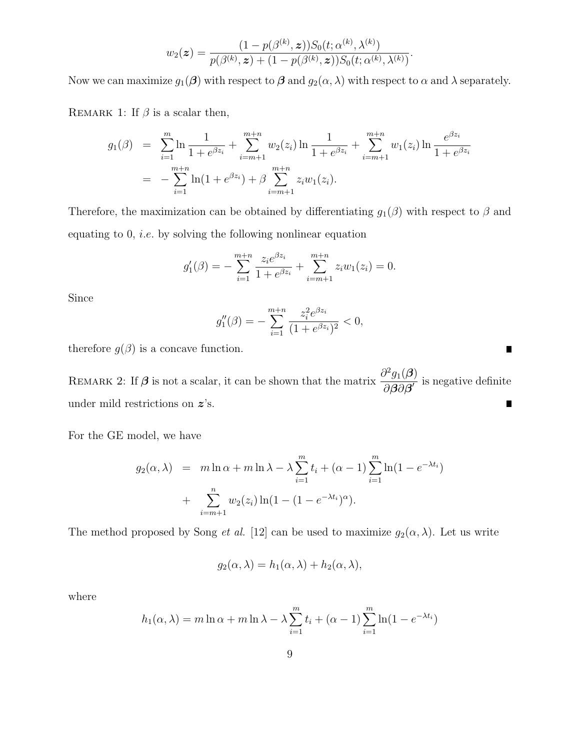$$w_2(\boldsymbol{z}) = \frac{(1 - p(\beta^{(k)}, \boldsymbol{z}))S_0(t; \alpha^{(k)}, \lambda^{(k)})}{p(\beta^{(k)}, \boldsymbol{z}) + (1 - p(\beta^{(k)}, \boldsymbol{z}))S_0(t; \alpha^{(k)}, \lambda^{(k)})}.$$

Now we can maximize $g_1(\boldsymbol{\beta})$ with respect to $\boldsymbol{\beta}$ and $g_2(\alpha, \lambda)$ with respect to $\alpha$ and $\lambda$ separately.

REMARK 1: If $\beta$ is a scalar then,

$$\begin{aligned}
g_1(\beta) &= \sum_{i=1}^{m} \ln \frac{1}{1 + e^{\beta z_i}} + \sum_{i=m+1}^{m+n} w_2(z_i) \ln \frac{1}{1 + e^{\beta z_i}} + \sum_{i=m+1}^{m+n} w_1(z_i) \ln \frac{e^{\beta z_i}}{1 + e^{\beta z_i}} \\
&= - \sum_{i=1}^{m+n} \ln(1 + e^{\beta z_i}) + \beta \sum_{i=m+1}^{m+n} z_i w_1(z_i).
\end{aligned}$$

Therefore, the maximization can be obtained by differentiating $g_1(\beta)$ with respect to $\beta$ and equating to 0, *i.e.* by solving the following nonlinear equation

$$g_1'(\beta) = - \sum_{i=1}^{m+n} \frac{z_i e^{\beta z_i}}{1 + e^{\beta z_i}} + \sum_{i=m+1}^{m+n} z_i w_1(z_i) = 0.$$

Since

$$g_1''(\beta) = - \sum_{i=1}^{m+n} \frac{z_i^2 e^{\beta z_i}}{(1 + e^{\beta z_i})^2} < 0,$$

therefore $g(\beta)$ is a concave function. ∎

REMARK 2: If $\boldsymbol{\beta}$ is not a scalar, it can be shown that the matrix $\dfrac{\partial^2 g_1(\boldsymbol{\beta})}{\partial \boldsymbol{\beta} \partial \boldsymbol{\beta}'}$ is negative definite under mild restrictions on $\boldsymbol{z}$'s. ∎

For the GE model, we have

$$\begin{aligned}
g_2(\alpha, \lambda) &= m \ln \alpha + m \ln \lambda - \lambda \sum_{i=1}^{m} t_i + (\alpha - 1) \sum_{i=1}^{m} \ln(1 - e^{-\lambda t_i}) \\
&+ \sum_{i=m+1}^{n} w_2(z_i) \ln(1 - (1 - e^{-\lambda t_i})^{\alpha}).
\end{aligned}$$

The method proposed by Song *et al.* [12] can be used to maximize $g_2(\alpha, \lambda)$. Let us write

$$g_2(\alpha, \lambda) = h_1(\alpha, \lambda) + h_2(\alpha, \lambda),$$

where

$$h_1(\alpha, \lambda) = m \ln \alpha + m \ln \lambda - \lambda \sum_{i=1}^{m} t_i + (\alpha - 1) \sum_{i=1}^{m} \ln(1 - e^{-\lambda t_i})$$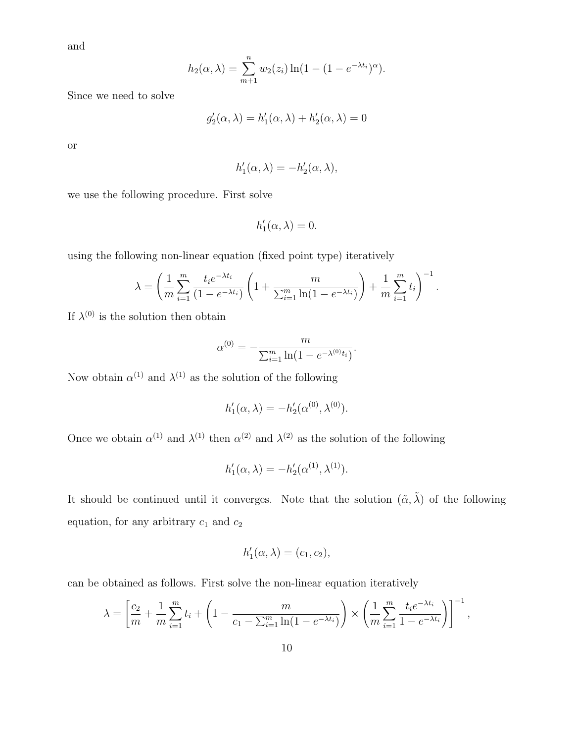and

$$h_2(\alpha, \lambda) = \sum_{m+1}^{n} w_2(z_i) \ln(1 - (1 - e^{-\lambda t_i})^{\alpha}).$$

Since we need to solve

$$g_2'(\alpha, \lambda) = h_1'(\alpha, \lambda) + h_2'(\alpha, \lambda) = 0$$

or

$$h_1'(\alpha, \lambda) = -h_2'(\alpha, \lambda),$$

we use the following procedure. First solve

$$h_1'(\alpha, \lambda) = 0.$$

using the following non-linear equation (fixed point type) iteratively

$$\lambda = \left( \frac{1}{m} \sum_{i=1}^{m} \frac{t_i e^{-\lambda t_i}}{(1 - e^{-\lambda t_i})} \left( 1 + \frac{m}{\sum_{i=1}^{m} \ln(1 - e^{-\lambda t_i})} \right) + \frac{1}{m} \sum_{i=1}^{m} t_i \right)^{-1}.$$

If $\lambda^{(0)}$ is the solution then obtain

$$\alpha^{(0)} = -\frac{m}{\sum_{i=1}^{m} \ln(1 - e^{-\lambda^{(0)} t_i})}.$$

Now obtain $\alpha^{(1)}$ and $\lambda^{(1)}$ as the solution of the following

$$h_1'(\alpha, \lambda) = -h_2'(\alpha^{(0)}, \lambda^{(0)}).$$

Once we obtain $\alpha^{(1)}$ and $\lambda^{(1)}$ then $\alpha^{(2)}$ and $\lambda^{(2)}$ as the solution of the following

$$h_1'(\alpha, \lambda) = -h_2'(\alpha^{(1)}, \lambda^{(1)}).$$

It should be continued until it converges. Note that the solution $(\tilde{\alpha}, \tilde{\lambda})$ of the following equation, for any arbitrary $c_1$ and $c_2$

$$h_1'(\alpha, \lambda) = (c_1, c_2),$$

can be obtained as follows. First solve the non-linear equation iteratively

$$\lambda = \left[ \frac{c_2}{m} + \frac{1}{m} \sum_{i=1}^{m} t_i + \left( 1 - \frac{m}{c_1 - \sum_{i=1}^{m} \ln(1 - e^{-\lambda t_i})} \right) \times \left( \frac{1}{m} \sum_{i=1}^{m} \frac{t_i e^{-\lambda t_i}}{1 - e^{-\lambda t_i}} \right) \right]^{-1},$$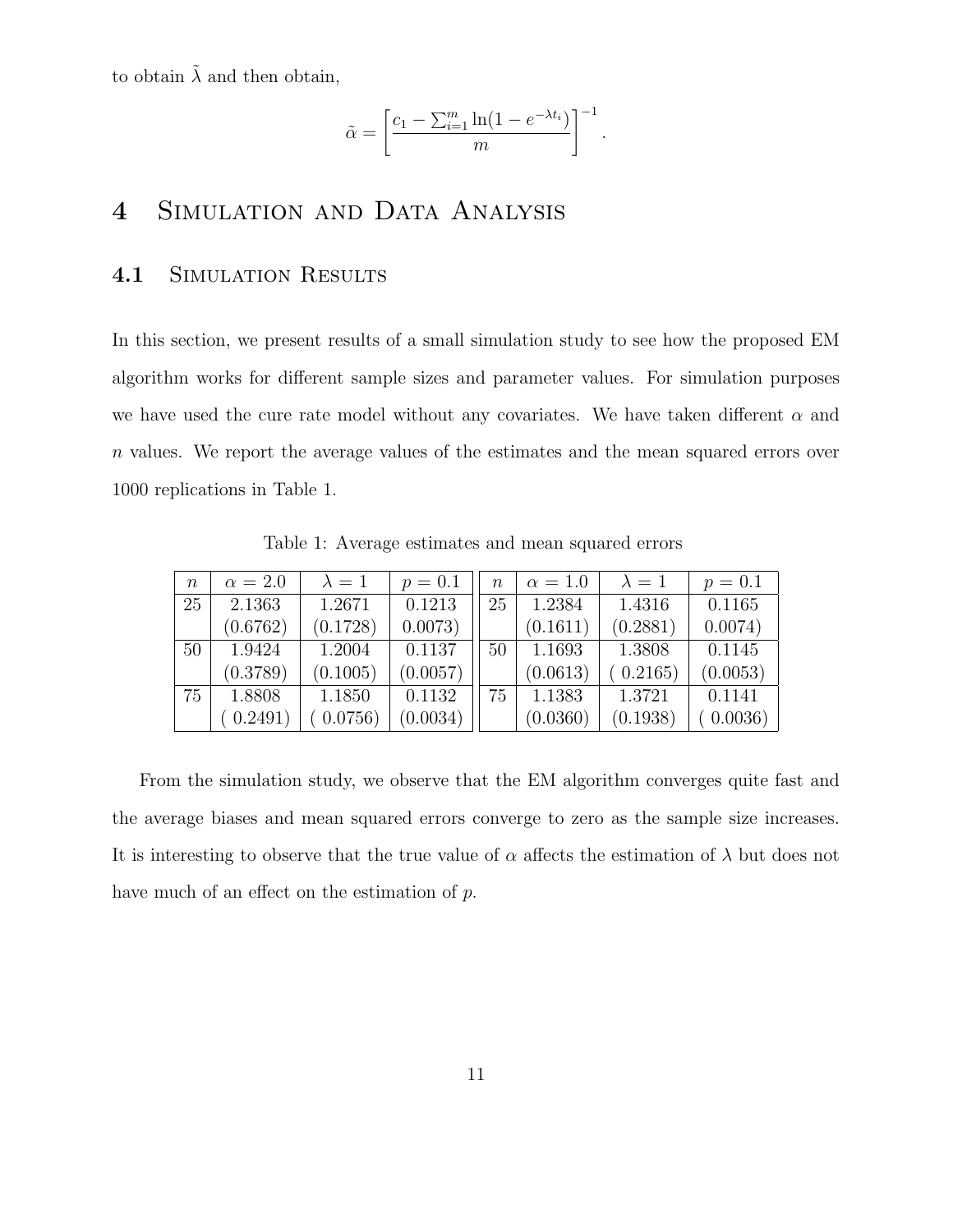to obtain $\tilde{\lambda}$ and then obtain,

$$\tilde{\alpha} = \left[ \frac{c_1 - \sum_{i=1}^{m} \ln(1 - e^{-\lambda t_i})}{m} \right]^{-1}.$$

# 4 Simulation and Data Analysis

## 4.1 Simulation Results

In this section, we present results of a small simulation study to see how the proposed EM algorithm works for different sample sizes and parameter values. For simulation purposes we have used the cure rate model without any covariates. We have taken different $\alpha$ and $n$ values. We report the average values of the estimates and the mean squared errors over 1000 replications in Table 1.

Table 1: Average estimates and mean squared errors

| $n$ | $\alpha = 2.0$ | $\lambda = 1$ | $p = 0.1$ | $n$ | $\alpha = 1.0$ | $\lambda = 1$ | $p = 0.1$ |
|---|---|---|---|---|---|---|---|
| 25 | 2.1363 | 1.2671 | 0.1213 | 25 | 1.2384 | 1.4316 | 0.1165 |
| | (0.6762) | (0.1728) | 0.0073) | | (0.1611) | (0.2881) | 0.0074) |
| 50 | 1.9424 | 1.2004 | 0.1137 | 50 | 1.1693 | 1.3808 | 0.1145 |
| | (0.3789) | (0.1005) | (0.0057) | | (0.0613) | ( 0.2165) | (0.0053) |
| 75 | 1.8808 | 1.1850 | 0.1132 | 75 | 1.1383 | 1.3721 | 0.1141 |
| | ( 0.2491) | ( 0.0756) | (0.0034) | | (0.0360) | (0.1938) | ( 0.0036) |

From the simulation study, we observe that the EM algorithm converges quite fast and the average biases and mean squared errors converge to zero as the sample size increases. It is interesting to observe that the true value of $\alpha$ affects the estimation of $\lambda$ but does not have much of an effect on the estimation of $p$.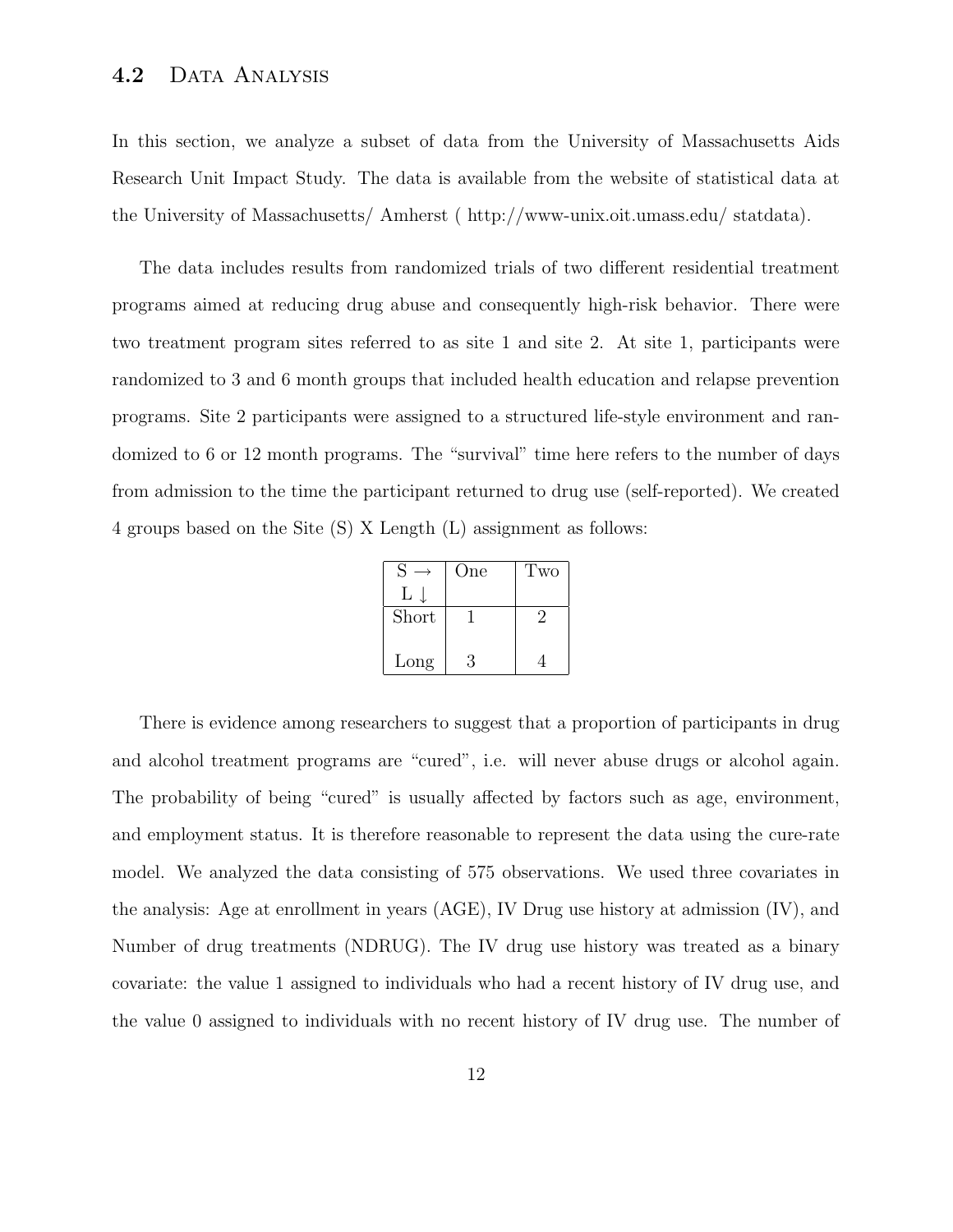## 4.2 Data Analysis

In this section, we analyze a subset of data from the University of Massachusetts Aids Research Unit Impact Study. The data is available from the website of statistical data at the University of Massachusetts/ Amherst ( http://www-unix.oit.umass.edu/ statdata).

The data includes results from randomized trials of two different residential treatment programs aimed at reducing drug abuse and consequently high-risk behavior. There were two treatment program sites referred to as site 1 and site 2. At site 1, participants were randomized to 3 and 6 month groups that included health education and relapse prevention programs. Site 2 participants were assigned to a structured life-style environment and randomized to 6 or 12 month programs. The "survival" time here refers to the number of days from admission to the time the participant returned to drug use (self-reported). We created 4 groups based on the Site (S) X Length (L) assignment as follows:

| S → <br> L ↓ | One | Two |
|---|---|---|
| Short | 1 | 2 |
| Long | 3 | 4 |

There is evidence among researchers to suggest that a proportion of participants in drug and alcohol treatment programs are "cured", i.e. will never abuse drugs or alcohol again. The probability of being "cured" is usually affected by factors such as age, environment, and employment status. It is therefore reasonable to represent the data using the cure-rate model. We analyzed the data consisting of 575 observations. We used three covariates in the analysis: Age at enrollment in years (AGE), IV Drug use history at admission (IV), and Number of drug treatments (NDRUG). The IV drug use history was treated as a binary covariate: the value 1 assigned to individuals who had a recent history of IV drug use, and the value 0 assigned to individuals with no recent history of IV drug use. The number of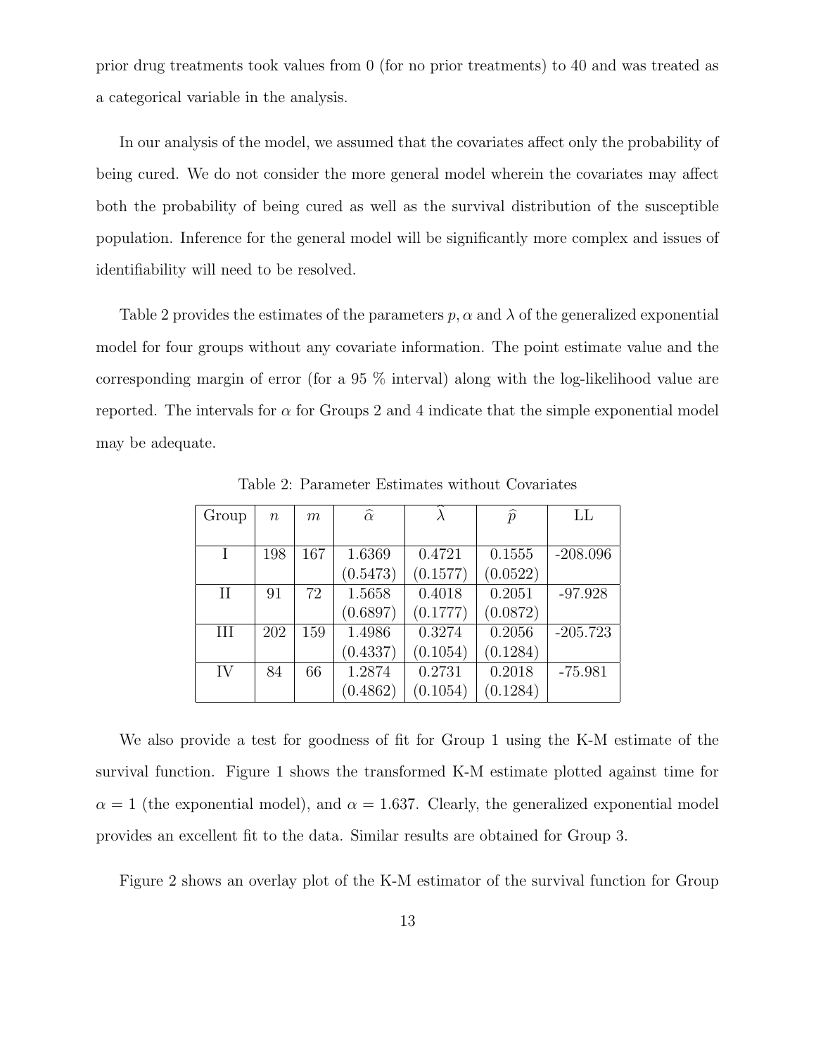prior drug treatments took values from 0 (for no prior treatments) to 40 and was treated as a categorical variable in the analysis.

In our analysis of the model, we assumed that the covariates affect only the probability of being cured. We do not consider the more general model wherein the covariates may affect both the probability of being cured as well as the survival distribution of the susceptible population. Inference for the general model will be significantly more complex and issues of identifiability will need to be resolved.

Table 2 provides the estimates of the parameters $p, \alpha$ and $\lambda$ of the generalized exponential model for four groups without any covariate information. The point estimate value and the corresponding margin of error (for a 95 % interval) along with the log-likelihood value are reported. The intervals for $\alpha$ for Groups 2 and 4 indicate that the simple exponential model may be adequate.

Table 2: Parameter Estimates without Covariates

| Group | $n$ | $m$ | $\widehat{\alpha}$ | $\widehat{\lambda}$ | $\widehat{p}$ | LL |
|---|---|---|---|---|---|---|
| I | 198 | 167 | 1.6369<br>(0.5473) | 0.4721<br>(0.1577) | 0.1555<br>(0.0522) | -208.096 |
| II | 91 | 72 | 1.5658<br>(0.6897) | 0.4018<br>(0.1777) | 0.2051<br>(0.0872) | -97.928 |
| III | 202 | 159 | 1.4986<br>(0.4337) | 0.3274<br>(0.1054) | 0.2056<br>(0.1284) | -205.723 |
| IV | 84 | 66 | 1.2874<br>(0.4862) | 0.2731<br>(0.1054) | 0.2018<br>(0.1284) | -75.981 |

We also provide a test for goodness of fit for Group 1 using the K-M estimate of the survival function. Figure 1 shows the transformed K-M estimate plotted against time for $\alpha = 1$ (the exponential model), and $\alpha = 1.637$. Clearly, the generalized exponential model provides an excellent fit to the data. Similar results are obtained for Group 3.

Figure 2 shows an overlay plot of the K-M estimator of the survival function for Group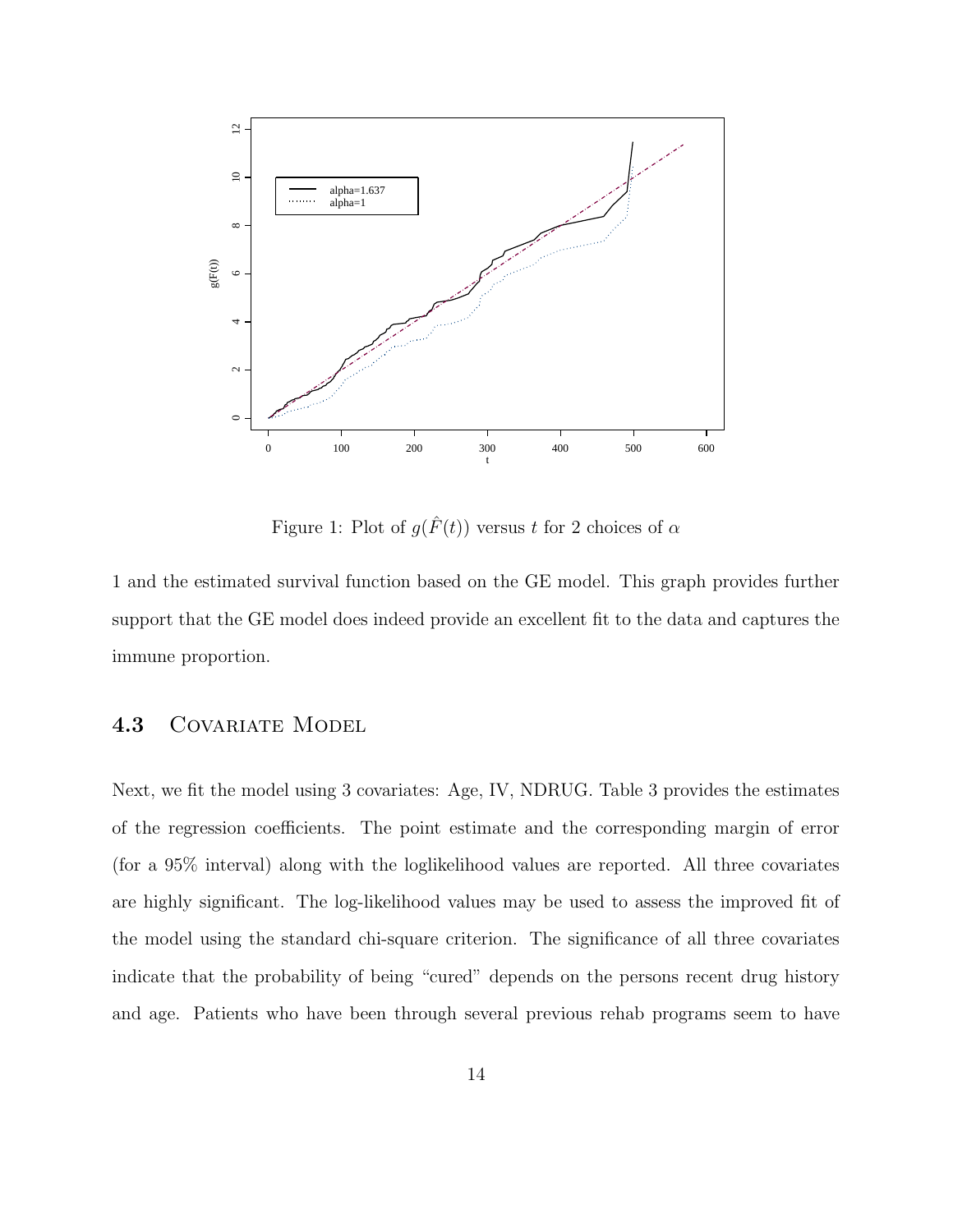Figure 1: Plot of $g(\hat{F}(t))$ versus $t$ for 2 choices of $\alpha$

1 and the estimated survival function based on the GE model. This graph provides further support that the GE model does indeed provide an excellent fit to the data and captures the immune proportion.

### 4.3 Covariate Model

Next, we fit the model using 3 covariates: Age, IV, NDRUG. Table 3 provides the estimates of the regression coefficients. The point estimate and the corresponding margin of error (for a 95% interval) along with the loglikelihood values are reported. All three covariates are highly significant. The log-likelihood values may be used to assess the improved fit of the model using the standard chi-square criterion. The significance of all three covariates indicate that the probability of being "cured" depends on the persons recent drug history and age. Patients who have been through several previous rehab programs seem to have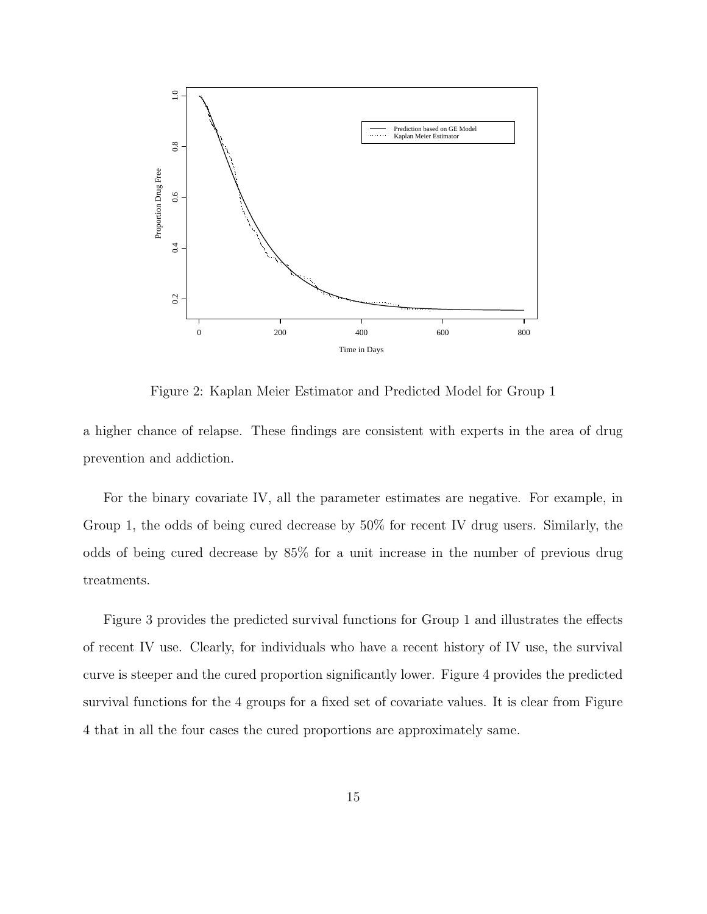Figure 2: Kaplan Meier Estimator and Predicted Model for Group 1

a higher chance of relapse. These findings are consistent with experts in the area of drug prevention and addiction.

For the binary covariate IV, all the parameter estimates are negative. For example, in Group 1, the odds of being cured decrease by 50% for recent IV drug users. Similarly, the odds of being cured decrease by 85% for a unit increase in the number of previous drug treatments.

Figure 3 provides the predicted survival functions for Group 1 and illustrates the effects of recent IV use. Clearly, for individuals who have a recent history of IV use, the survival curve is steeper and the cured proportion significantly lower. Figure 4 provides the predicted survival functions for the 4 groups for a fixed set of covariate values. It is clear from Figure 4 that in all the four cases the cured proportions are approximately same.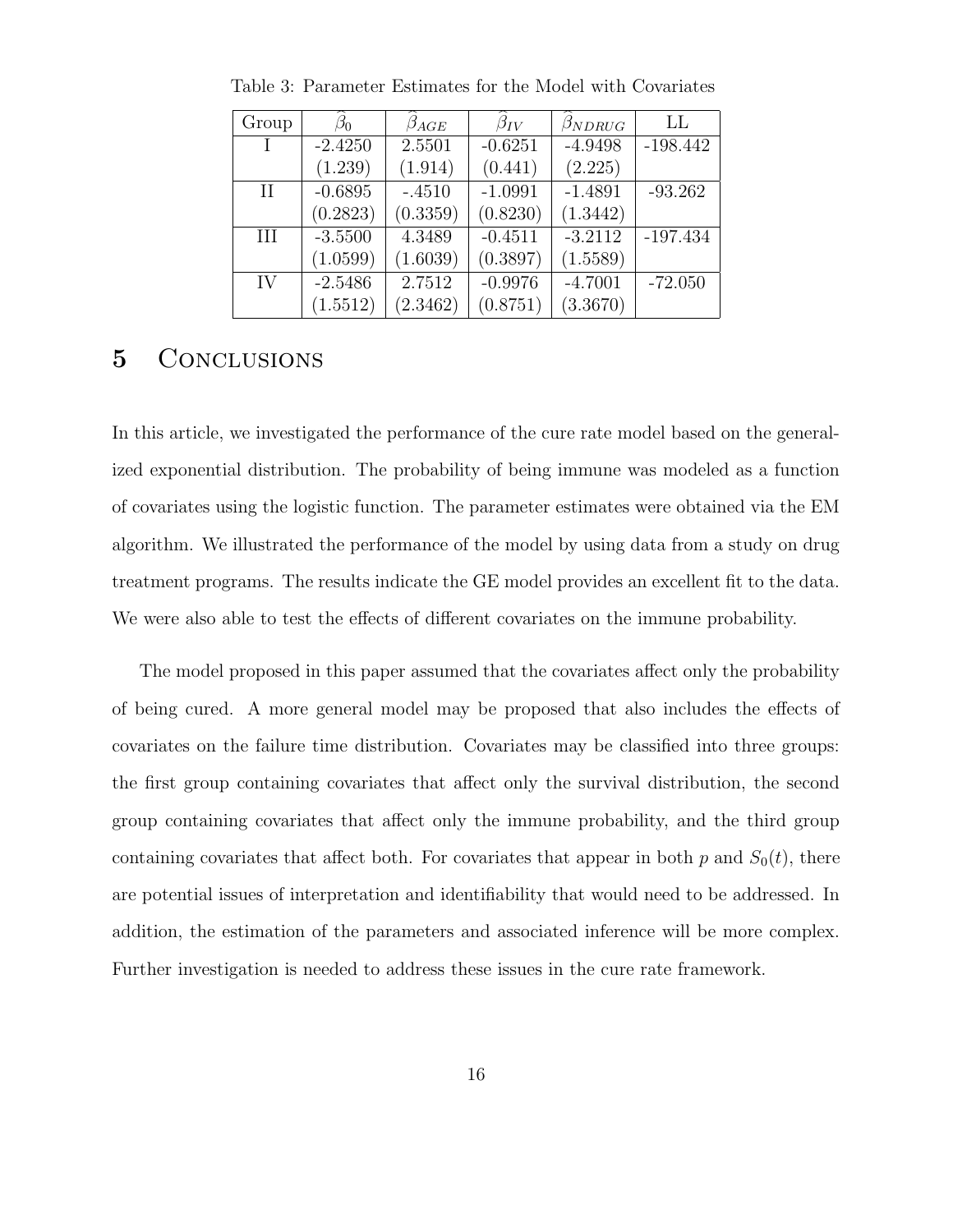Table 3: Parameter Estimates for the Model with Covariates

| Group | $\widehat{\beta}_0$ | $\widehat{\beta}_{AGE}$ | $\widehat{\beta}_{IV}$ | $\widehat{\beta}_{NDRUG}$ | LL |
|---|---|---|---|---|---|
| I | -2.4250 | 2.5501 | -0.6251 | -4.9498 | -198.442 |
| | (1.239) | (1.914) | (0.441) | (2.225) | |
| II | -0.6895 | -.4510 | -1.0991 | -1.4891 | -93.262 |
| | (0.2823) | (0.3359) | (0.8230) | (1.3442) | |
| III | -3.5500 | 4.3489 | -0.4511 | -3.2112 | -197.434 |
| | (1.0599) | (1.6039) | (0.3897) | (1.5589) | |
| IV | -2.5486 | 2.7512 | -0.9976 | -4.7001 | -72.050 |
| | (1.5512) | (2.3462) | (0.8751) | (3.3670) | |

## 5 Conclusions

In this article, we investigated the performance of the cure rate model based on the generalized exponential distribution. The probability of being immune was modeled as a function of covariates using the logistic function. The parameter estimates were obtained via the EM algorithm. We illustrated the performance of the model by using data from a study on drug treatment programs. The results indicate the GE model provides an excellent fit to the data. We were also able to test the effects of different covariates on the immune probability.

The model proposed in this paper assumed that the covariates affect only the probability of being cured. A more general model may be proposed that also includes the effects of covariates on the failure time distribution. Covariates may be classified into three groups: the first group containing covariates that affect only the survival distribution, the second group containing covariates that affect only the immune probability, and the third group containing covariates that affect both. For covariates that appear in both $p$ and $S_0(t)$, there are potential issues of interpretation and identifiability that would need to be addressed. In addition, the estimation of the parameters and associated inference will be more complex. Further investigation is needed to address these issues in the cure rate framework.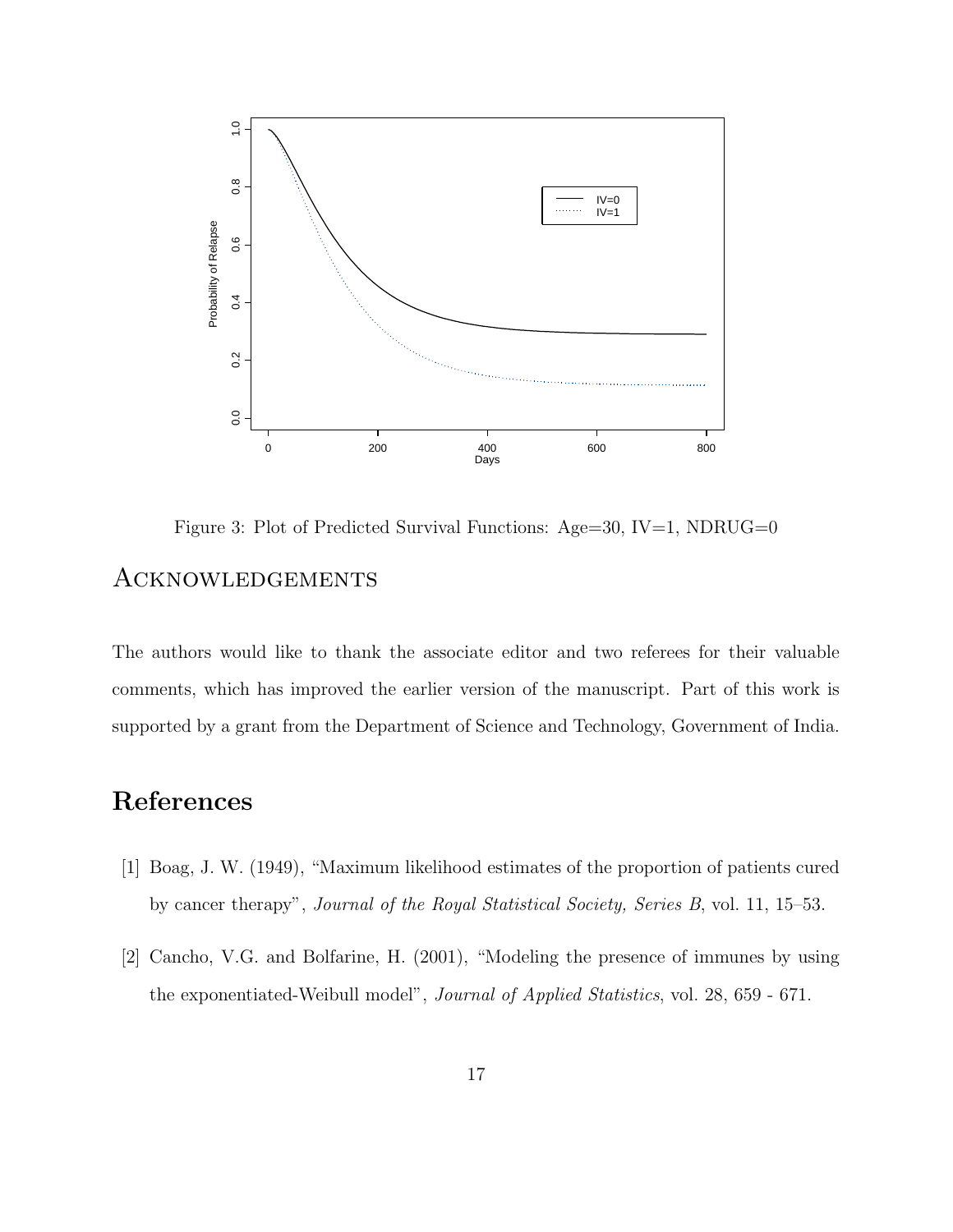Figure 3: Plot of Predicted Survival Functions: Age=30, IV=1, NDRUG=0

## Acknowledgements

The authors would like to thank the associate editor and two referees for their valuable comments, which has improved the earlier version of the manuscript. Part of this work is supported by a grant from the Department of Science and Technology, Government of India.

## References

[1] Boag, J. W. (1949), "Maximum likelihood estimates of the proportion of patients cured by cancer therapy", *Journal of the Royal Statistical Society, Series B*, vol. 11, 15–53.

[2] Cancho, V.G. and Bolfarine, H. (2001), "Modeling the presence of immunes by using the exponentiated-Weibull model", *Journal of Applied Statistics*, vol. 28, 659 - 671.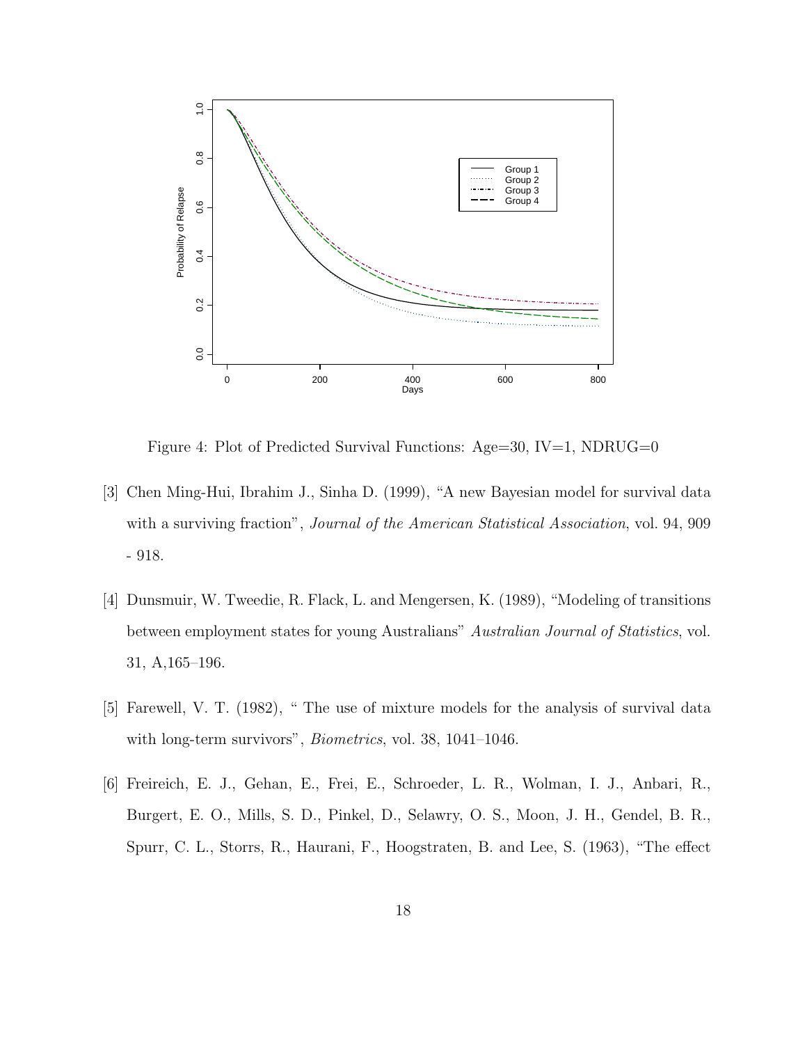Figure 4: Plot of Predicted Survival Functions: Age=30, IV=1, NDRUG=0

[3] Chen Ming-Hui, Ibrahim J., Sinha D. (1999), "A new Bayesian model for survival data with a surviving fraction", *Journal of the American Statistical Association*, vol. 94, 909 - 918.

[4] Dunsmuir, W. Tweedie, R. Flack, L. and Mengersen, K. (1989), "Modeling of transitions between employment states for young Australians" *Australian Journal of Statistics*, vol. 31, A,165–196.

[5] Farewell, V. T. (1982), " The use of mixture models for the analysis of survival data with long-term survivors", *Biometrics*, vol. 38, 1041–1046.

[6] Freireich, E. J., Gehan, E., Frei, E., Schroeder, L. R., Wolman, I. J., Anbari, R., Burgert, E. O., Mills, S. D., Pinkel, D., Selawry, O. S., Moon, J. H., Gendel, B. R., Spurr, C. L., Storrs, R., Haurani, F., Hoogstraten, B. and Lee, S. (1963), "The effect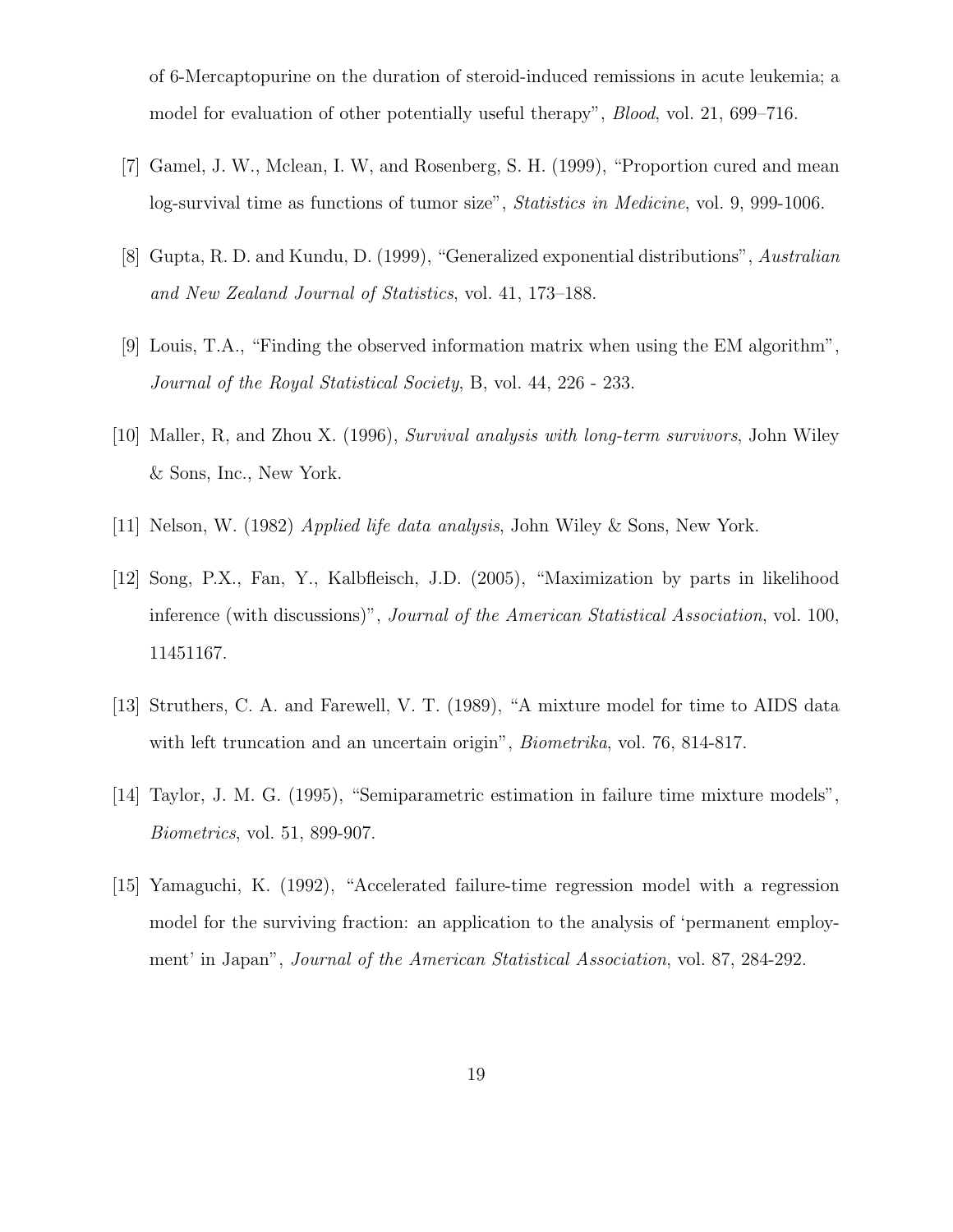of 6-Mercaptopurine on the duration of steroid-induced remissions in acute leukemia; a model for evaluation of other potentially useful therapy", *Blood*, vol. 21, 699–716.

[7] Gamel, J. W., Mclean, I. W, and Rosenberg, S. H. (1999), "Proportion cured and mean log-survival time as functions of tumor size", *Statistics in Medicine*, vol. 9, 999-1006.

[8] Gupta, R. D. and Kundu, D. (1999), "Generalized exponential distributions", *Australian and New Zealand Journal of Statistics*, vol. 41, 173–188.

[9] Louis, T.A., "Finding the observed information matrix when using the EM algorithm", *Journal of the Royal Statistical Society*, B, vol. 44, 226 - 233.

[10] Maller, R, and Zhou X. (1996), *Survival analysis with long-term survivors*, John Wiley & Sons, Inc., New York.

[11] Nelson, W. (1982) *Applied life data analysis*, John Wiley & Sons, New York.

[12] Song, P.X., Fan, Y., Kalbfleisch, J.D. (2005), "Maximization by parts in likelihood inference (with discussions)", *Journal of the American Statistical Association*, vol. 100, 11451167.

[13] Struthers, C. A. and Farewell, V. T. (1989), "A mixture model for time to AIDS data with left truncation and an uncertain origin", *Biometrika*, vol. 76, 814-817.

[14] Taylor, J. M. G. (1995), "Semiparametric estimation in failure time mixture models", *Biometrics*, vol. 51, 899-907.

[15] Yamaguchi, K. (1992), "Accelerated failure-time regression model with a regression model for the surviving fraction: an application to the analysis of 'permanent employment' in Japan", *Journal of the American Statistical Association*, vol. 87, 284-292.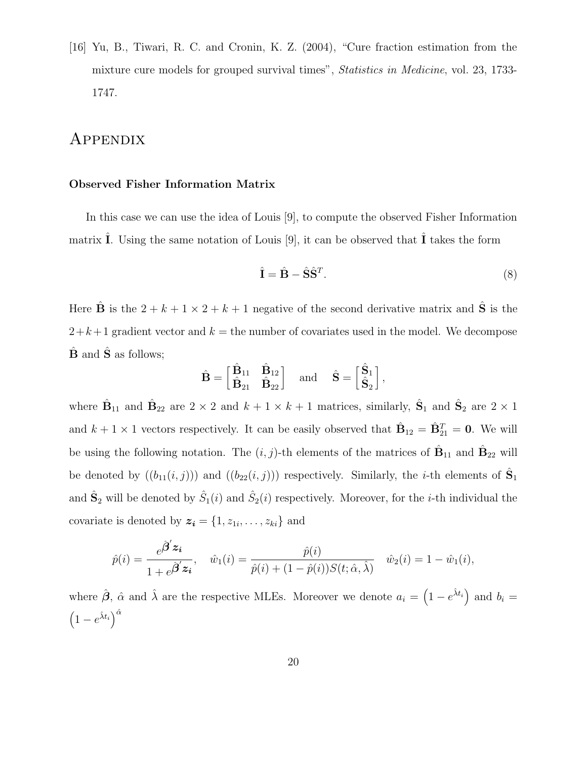[16] Yu, B., Tiwari, R. C. and Cronin, K. Z. (2004), "Cure fraction estimation from the mixture cure models for grouped survival times", *Statistics in Medicine*, vol. 23, 1733-1747.

# Appendix

### Observed Fisher Information Matrix

In this case we can use the idea of Louis [9], to compute the observed Fisher Information matrix $\hat{\mathbf{I}}$. Using the same notation of Louis [9], it can be observed that $\hat{\mathbf{I}}$ takes the form

$$\hat{\mathbf{I}} = \hat{\mathbf{B}} - \hat{\mathbf{S}}\hat{\mathbf{S}}^T. \tag{8}$$

Here $\hat{\mathbf{B}}$ is the $2+k+1 \times 2+k+1$ negative of the second derivative matrix and $\hat{\mathbf{S}}$ is the $2+k+1$ gradient vector and $k =$ the number of covariates used in the model. We decompose $\hat{\mathbf{B}}$ and $\hat{\mathbf{S}}$ as follows;

$$\hat{\mathbf{B}} = \begin{bmatrix} \hat{\mathbf{B}}_{11} & \hat{\mathbf{B}}_{12} \\ \hat{\mathbf{B}}_{21} & \hat{\mathbf{B}}_{22} \end{bmatrix} \quad \text{and} \quad \hat{\mathbf{S}} = \begin{bmatrix} \hat{\mathbf{S}}_1 \\ \hat{\mathbf{S}}_2 \end{bmatrix},$$

where $\hat{\mathbf{B}}_{11}$ and $\hat{\mathbf{B}}_{22}$ are $2 \times 2$ and $k+1 \times k+1$ matrices, similarly, $\hat{\mathbf{S}}_1$ and $\hat{\mathbf{S}}_2$ are $2 \times 1$ and $k+1 \times 1$ vectors respectively. It can be easily observed that $\hat{\mathbf{B}}_{12} = \hat{\mathbf{B}}_{21}^T = \mathbf{0}$. We will be using the following notation. The $(i,j)$-th elements of the matrices of $\hat{\mathbf{B}}_{11}$ and $\hat{\mathbf{B}}_{22}$ will be denoted by $((b_{11}(i,j)))$ and $((b_{22}(i,j)))$ respectively. Similarly, the $i$-th elements of $\hat{\mathbf{S}}_1$ and $\hat{\mathbf{S}}_2$ will be denoted by $\hat{S}_1(i)$ and $\hat{S}_2(i)$ respectively. Moreover, for the $i$-th individual the covariate is denoted by $\boldsymbol{z_i} = \{1, z_{1i}, \ldots, z_{ki}\}$ and

$$\hat{p}(i) = \frac{e^{\hat{\boldsymbol{\beta}}' \boldsymbol{z_i}}}{1 + e^{\hat{\boldsymbol{\beta}}' \boldsymbol{z_i}}}, \quad \hat{w}_1(i) = \frac{\hat{p}(i)}{\hat{p}(i) + (1 - \hat{p}(i)) S(t; \hat{\alpha}, \hat{\lambda})} \quad \hat{w}_2(i) = 1 - \hat{w}_1(i),$$

where $\hat{\boldsymbol{\beta}}$, $\hat{\alpha}$ and $\hat{\lambda}$ are the respective MLEs. Moreover we denote $a_i = \left(1 - e^{\hat{\lambda} t_i}\right)$ and $b_i = \left(1 - e^{\hat{\lambda} t_i}\right)^{\hat{\alpha}}$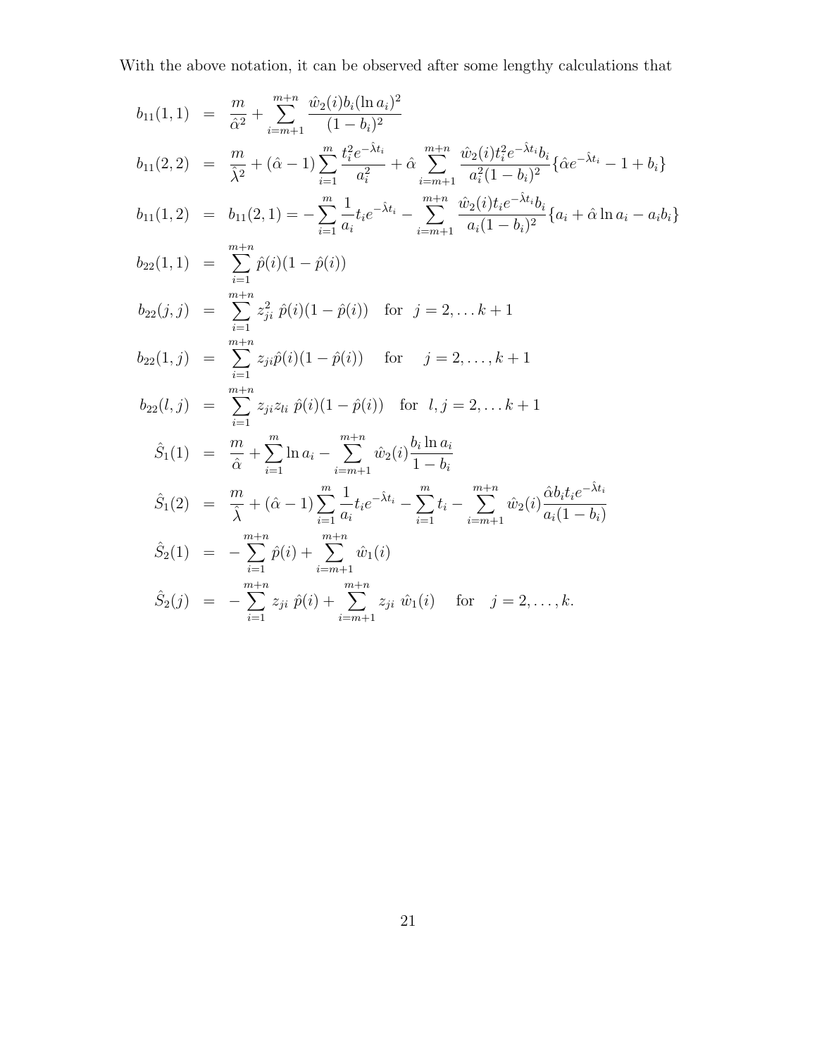With the above notation, it can be observed after some lengthy calculations that

$$
\begin{aligned}
b_{11}(1,1) &= \frac{m}{\hat{\alpha}^2} + \sum_{i=m+1}^{m+n} \frac{\hat{w}_2(i) b_i (\ln a_i)^2}{(1-b_i)^2} \\
b_{11}(2,2) &= \frac{m}{\hat{\lambda}^2} + (\hat{\alpha}-1) \sum_{i=1}^{m} \frac{t_i^2 e^{-\hat{\lambda} t_i}}{a_i^2} + \hat{\alpha} \sum_{i=m+1}^{m+n} \frac{\hat{w}_2(i) t_i^2 e^{-\hat{\lambda} t_i} b_i}{a_i^2 (1-b_i)^2} \{\hat{\alpha} e^{-\hat{\lambda} t_i} - 1 + b_i\} \\
b_{11}(1,2) &= b_{11}(2,1) = -\sum_{i=1}^{m} \frac{1}{a_i} t_i e^{-\hat{\lambda} t_i} - \sum_{i=m+1}^{m+n} \frac{\hat{w}_2(i) t_i e^{-\hat{\lambda} t_i} b_i}{a_i (1-b_i)^2} \{a_i + \hat{\alpha} \ln a_i - a_i b_i\} \\
b_{22}(1,1) &= \sum_{i=1}^{m+n} \hat{p}(i)(1-\hat{p}(i)) \\
b_{22}(j,j) &= \sum_{i=1}^{m+n} z_{ji}^2 \; \hat{p}(i)(1-\hat{p}(i)) \quad \text{for} \quad j = 2, \ldots k+1 \\
b_{22}(1,j) &= \sum_{i=1}^{m+n} z_{ji} \hat{p}(i)(1-\hat{p}(i)) \quad \text{for} \quad j = 2, \ldots, k+1 \\
b_{22}(l,j) &= \sum_{i=1}^{m+n} z_{ji} z_{li} \; \hat{p}(i)(1-\hat{p}(i)) \quad \text{for} \quad l, j = 2, \ldots k+1 \\
\hat{S}_1(1) &= \frac{m}{\hat{\alpha}} + \sum_{i=1}^{m} \ln a_i - \sum_{i=m+1}^{m+n} \hat{w}_2(i) \frac{b_i \ln a_i}{1-b_i} \\
\hat{S}_1(2) &= \frac{m}{\hat{\lambda}} + (\hat{\alpha}-1) \sum_{i=1}^{m} \frac{1}{a_i} t_i e^{-\hat{\lambda} t_i} - \sum_{i=1}^{m} t_i - \sum_{i=m+1}^{m+n} \hat{w}_2(i) \frac{\hat{\alpha} b_i t_i e^{-\hat{\lambda} t_i}}{a_i (1-b_i)} \\
\hat{S}_2(1) &= -\sum_{i=1}^{m+n} \hat{p}(i) + \sum_{i=m+1}^{m+n} \hat{w}_1(i) \\
\hat{S}_2(j) &= -\sum_{i=1}^{m+n} z_{ji} \; \hat{p}(i) + \sum_{i=m+1}^{m+n} z_{ji} \; \hat{w}_1(i) \quad \text{for} \quad j = 2, \ldots, k.
\end{aligned}
$$